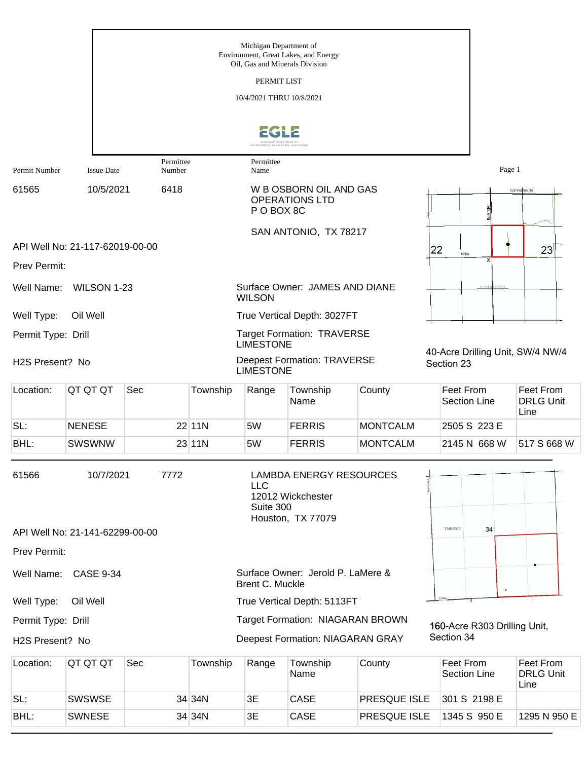Michigan Department of
Environment, Great Lakes, and Energy
Oil, Gas and Minerals Division

PERMIT LIST

10/4/2021 THRU 10/8/2021

| Permit Number | Issue Date | Permittee Number | Permittee Name |
|---|---|---|---|
| 61565 | 10/5/2021 | 6418 | W B OSBORN OIL AND GAS OPERATIONS LTD<br>P O BOX 8C<br>SAN ANTONIO, TX 78217 |

API Well No: 21-117-62019-00-00

Prev Permit:

Well Name: WILSON 1-23

Well Type: Oil Well

Permit Type: Drill

H2S Present? No

Surface Owner: JAMES AND DIANE WILSON

True Vertical Depth: 3027FT

Target Formation: TRAVERSE LIMESTONE

Deepest Formation: TRAVERSE LIMESTONE

40-Acre Drilling Unit, SW/4 NW/4 Section 23

| Location: | QT QT QT | Sec | Township | Range | Township Name | County | Feet From Section Line | Feet From DRLG Unit Line |
|---|---|---|---|---|---|---|---|---|
| SL: | NENESE | 22 | 11N | 5W | FERRIS | MONTCALM | 2505 S 223 E | |
| BHL: | SWSWNW | 23 | 11N | 5W | FERRIS | MONTCALM | 2145 N 668 W | 517 S 668 W |

| Permit Number | Issue Date | Permittee Number | Permittee Name |
|---|---|---|---|
| 61566 | 10/7/2021 | 7772 | LAMBDA ENERGY RESOURCES LLC<br>12012 Wickchester<br>Suite 300<br>Houston, TX 77079 |

API Well No: 21-141-62299-00-00

Prev Permit:

Well Name: CASE 9-34

Well Type: Oil Well

Permit Type: Drill

H2S Present? No

Surface Owner: Jerold P. LaMere & Brent C. Muckle

True Vertical Depth: 5113FT

Target Formation: NIAGARAN BROWN

Deepest Formation: NIAGARAN GRAY

160-Acre R303 Drilling Unit, Section 34

| Location: | QT QT QT | Sec | Township | Range | Township Name | County | Feet From Section Line | Feet From DRLG Unit Line |
|---|---|---|---|---|---|---|---|---|
| SL: | SWSWSE | 34 | 34N | 3E | CASE | PRESQUE ISLE | 301 S 2198 E | |
| BHL: | SWNESE | 34 | 34N | 3E | CASE | PRESQUE ISLE | 1345 S 950 E | 1295 N 950 E |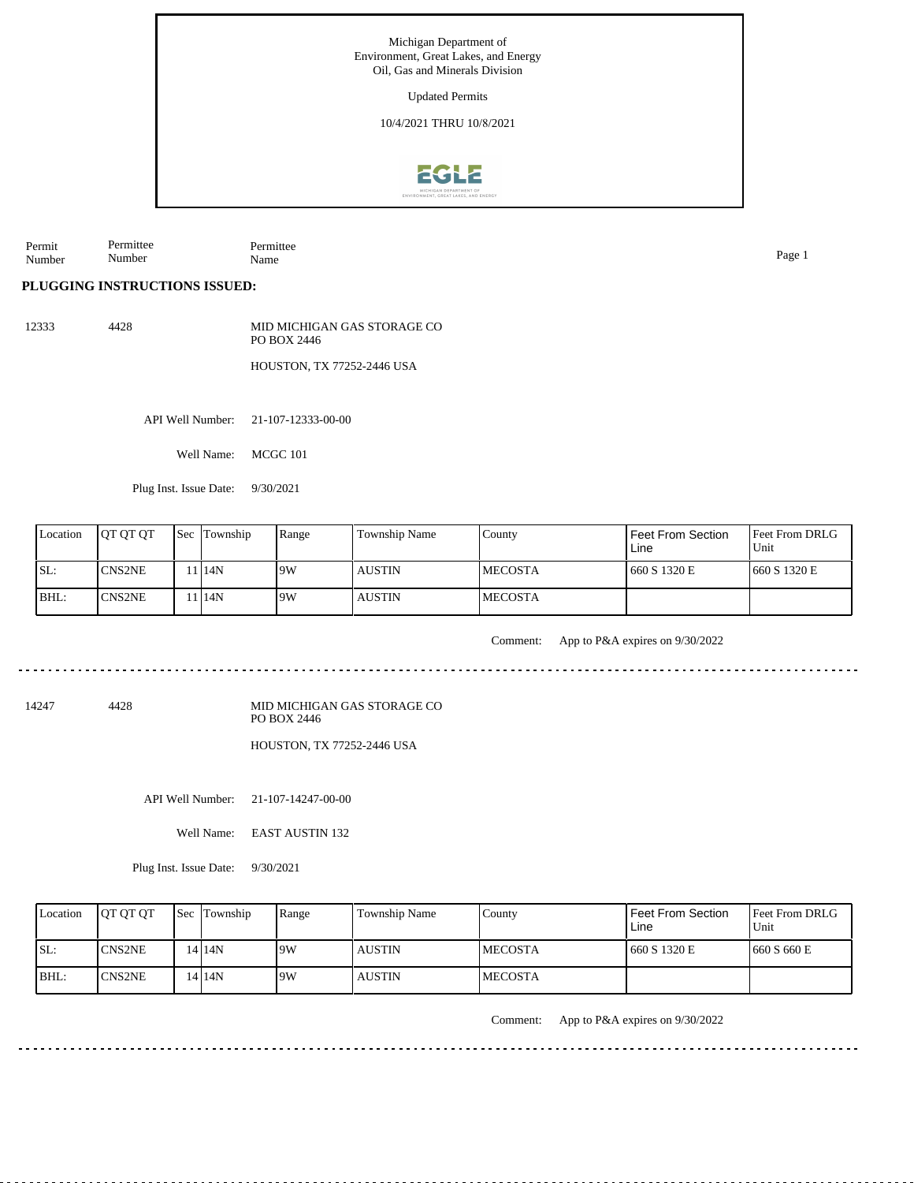Michigan Department of
Environment, Great Lakes, and Energy
Oil, Gas and Minerals Division

Updated Permits

10/4/2021 THRU 10/8/2021

| Permit Number | Permittee Number | Permittee Name |
|---|---|---|

**PLUGGING INSTRUCTIONS ISSUED:**

12333 4428 MID MICHIGAN GAS STORAGE CO
PO BOX 2446

HOUSTON, TX 77252-2446 USA

API Well Number: 21-107-12333-00-00

Well Name: MCGC 101

Plug Inst. Issue Date: 9/30/2021

| Location | QT QT QT | Sec | Township | Range | Township Name | County | Feet From Section Line | Feet From DRLG Unit |
|---|---|---|---|---|---|---|---|---|
| SL: | CNS2NE | 11 | 14N | 9W | AUSTIN | MECOSTA | 660 S 1320 E | 660 S 1320 E |
| BHL: | CNS2NE | 11 | 14N | 9W | AUSTIN | MECOSTA | | |

Comment: App to P&A expires on 9/30/2022

---

14247 4428 MID MICHIGAN GAS STORAGE CO
PO BOX 2446

HOUSTON, TX 77252-2446 USA

API Well Number: 21-107-14247-00-00

Well Name: EAST AUSTIN 132

Plug Inst. Issue Date: 9/30/2021

| Location | QT QT QT | Sec | Township | Range | Township Name | County | Feet From Section Line | Feet From DRLG Unit |
|---|---|---|---|---|---|---|---|---|
| SL: | CNS2NE | 14 | 14N | 9W | AUSTIN | MECOSTA | 660 S 1320 E | 660 S 660 E |
| BHL: | CNS2NE | 14 | 14N | 9W | AUSTIN | MECOSTA | | |

Comment: App to P&A expires on 9/30/2022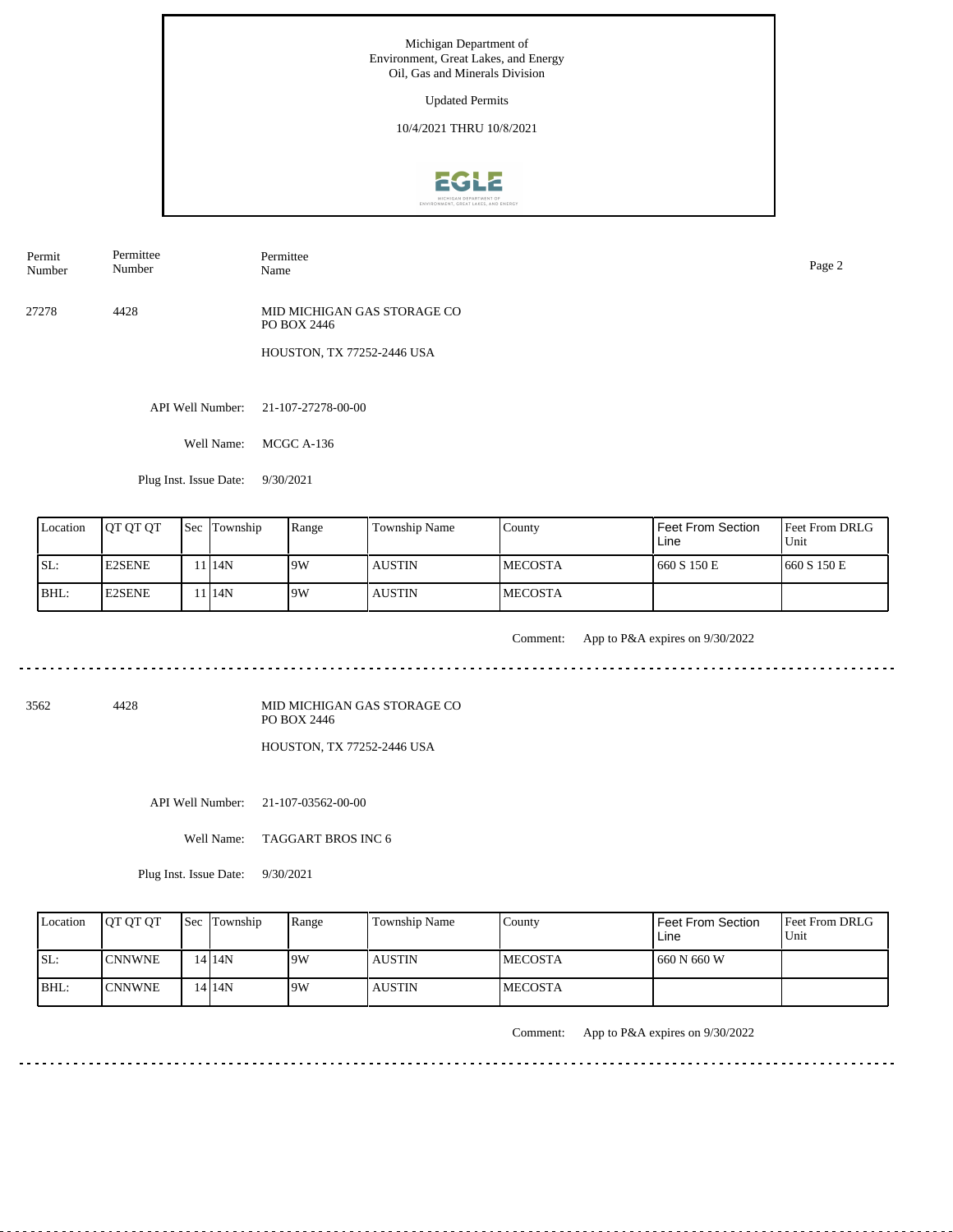Michigan Department of
Environment, Great Lakes, and Energy
Oil, Gas and Minerals Division

Updated Permits

10/4/2021 THRU 10/8/2021

| Permit Number | Permittee Number | Permittee Name |
|---|---|---|
| 27278 | 4428 | MID MICHIGAN GAS STORAGE CO<br>PO BOX 2446<br>HOUSTON, TX 77252-2446 USA |

API Well Number: 21-107-27278-00-00

Well Name: MCGC A-136

Plug Inst. Issue Date: 9/30/2021

| Location | QT QT QT | Sec | Township | Range | Township Name | County | Feet From Section Line | Feet From DRLG Unit |
|---|---|---|---|---|---|---|---|---|
| SL: | E2SENE | 11 | 14N | 9W | AUSTIN | MECOSTA | 660 S 150 E | 660 S 150 E |
| BHL: | E2SENE | 11 | 14N | 9W | AUSTIN | MECOSTA | | |

Comment: App to P&A expires on 9/30/2022

---

| Permit Number | Permittee Number | Permittee Name |
|---|---|---|
| 3562 | 4428 | MID MICHIGAN GAS STORAGE CO<br>PO BOX 2446<br>HOUSTON, TX 77252-2446 USA |

API Well Number: 21-107-03562-00-00

Well Name: TAGGART BROS INC 6

Plug Inst. Issue Date: 9/30/2021

| Location | QT QT QT | Sec | Township | Range | Township Name | County | Feet From Section Line | Feet From DRLG Unit |
|---|---|---|---|---|---|---|---|---|
| SL: | CNNWNE | 14 | 14N | 9W | AUSTIN | MECOSTA | 660 N 660 W | |
| BHL: | CNNWNE | 14 | 14N | 9W | AUSTIN | MECOSTA | | |

Comment: App to P&A expires on 9/30/2022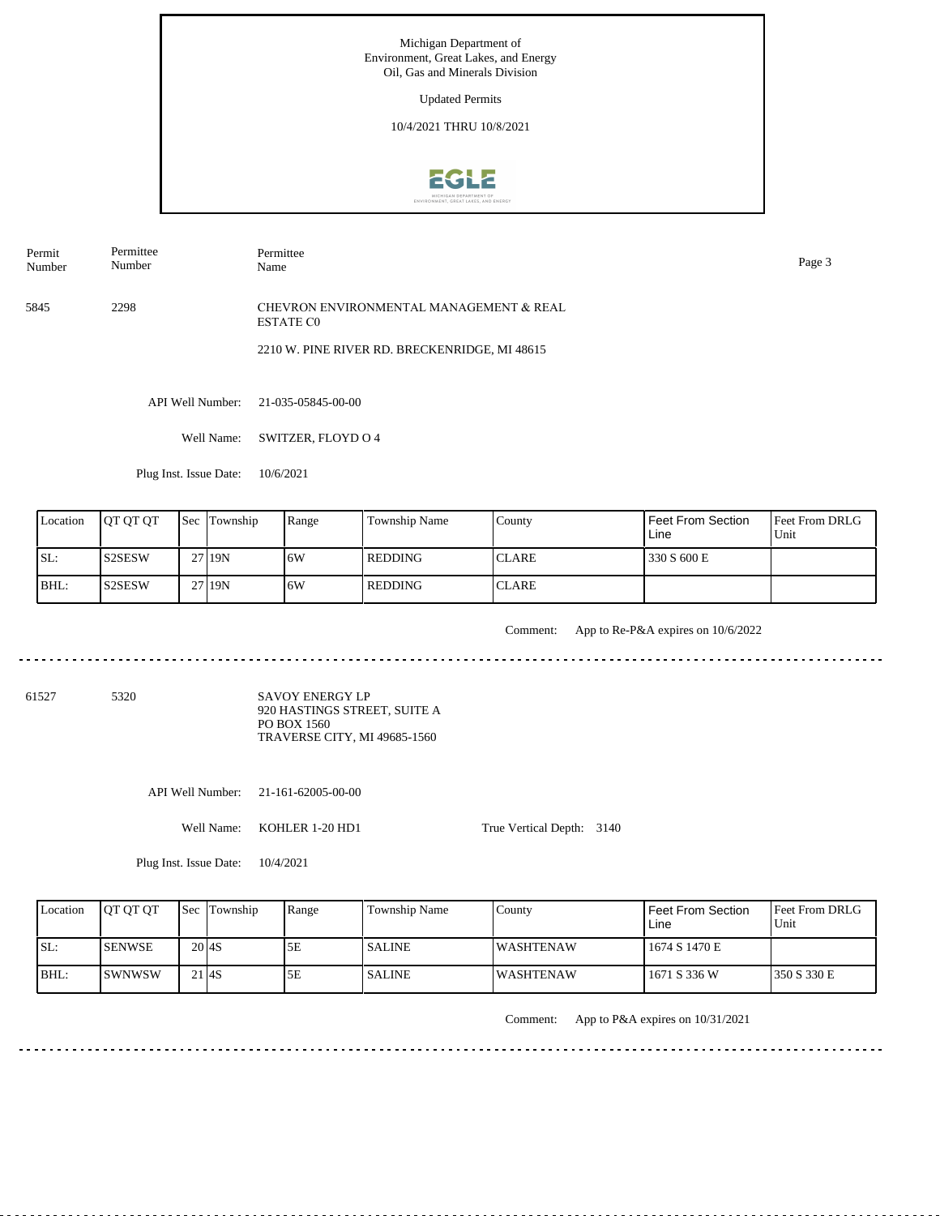Michigan Department of
Environment, Great Lakes, and Energy
Oil, Gas and Minerals Division

Updated Permits

10/4/2021 THRU 10/8/2021

| Permit Number | Permittee Number | Permittee Name |
|---|---|---|
| 5845 | 2298 | CHEVRON ENVIRONMENTAL MANAGEMENT & REAL ESTATE C0<br>2210 W. PINE RIVER RD. BRECKENRIDGE, MI 48615 |

API Well Number: 21-035-05845-00-00

Well Name: SWITZER, FLOYD O 4

Plug Inst. Issue Date: 10/6/2021

| Location | QT QT QT | Sec | Township | Range | Township Name | County | Feet From Section Line | Feet From DRLG Unit |
|---|---|---|---|---|---|---|---|---|
| SL: | S2SESW | 27 | 19N | 6W | REDDING | CLARE | 330 S 600 E | |
| BHL: | S2SESW | 27 | 19N | 6W | REDDING | CLARE | | |

Comment: App to Re-P&A expires on 10/6/2022

---

| Permit Number | Permittee Number | Permittee Name |
|---|---|---|
| 61527 | 5320 | SAVOY ENERGY LP<br>920 HASTINGS STREET, SUITE A<br>PO BOX 1560<br>TRAVERSE CITY, MI 49685-1560 |

API Well Number: 21-161-62005-00-00

Well Name: KOHLER 1-20 HD1

True Vertical Depth: 3140

Plug Inst. Issue Date: 10/4/2021

| Location | QT QT QT | Sec | Township | Range | Township Name | County | Feet From Section Line | Feet From DRLG Unit |
|---|---|---|---|---|---|---|---|---|
| SL: | SENWSE | 20 | 4S | 5E | SALINE | WASHTENAW | 1674 S 1470 E | |
| BHL: | SWNWSW | 21 | 4S | 5E | SALINE | WASHTENAW | 1671 S 336 W | 350 S 330 E |

Comment: App to P&A expires on 10/31/2021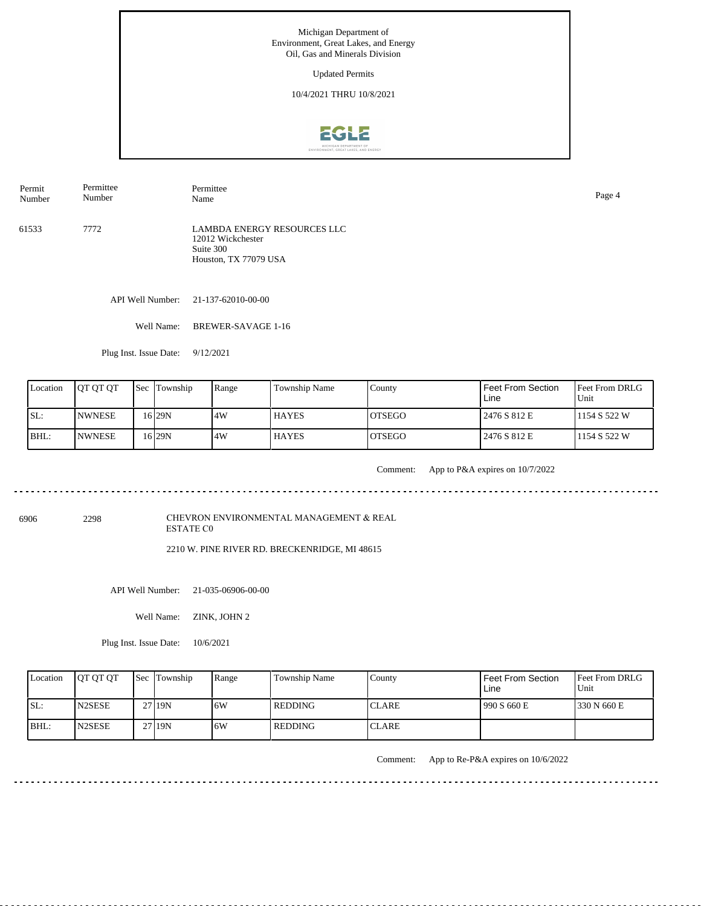Michigan Department of Environment, Great Lakes, and Energy
Oil, Gas and Minerals Division

Updated Permits

10/4/2021 THRU 10/8/2021

| Permit Number | Permittee Number | Permittee Name |
|---|---|---|
| 61533 | 7772 | LAMBDA ENERGY RESOURCES LLC<br>12012 Wickchester<br>Suite 300<br>Houston, TX 77079 USA |

API Well Number: 21-137-62010-00-00

Well Name: BREWER-SAVAGE 1-16

Plug Inst. Issue Date: 9/12/2021

| Location | QT QT QT | Sec | Township | Range | Township Name | County | Feet From Section Line | Feet From DRLG Unit |
|---|---|---|---|---|---|---|---|---|
| SL: | NWNESE | 16 | 29N | 4W | HAYES | OTSEGO | 2476 S 812 E | 1154 S 522 W |
| BHL: | NWNESE | 16 | 29N | 4W | HAYES | OTSEGO | 2476 S 812 E | 1154 S 522 W |

Comment: App to P&A expires on 10/7/2022

---

| Permit Number | Permittee Number | Permittee Name |
|---|---|---|
| 6906 | 2298 | CHEVRON ENVIRONMENTAL MANAGEMENT & REAL ESTATE C0<br>2210 W. PINE RIVER RD. BRECKENRIDGE, MI 48615 |

API Well Number: 21-035-06906-00-00

Well Name: ZINK, JOHN 2

Plug Inst. Issue Date: 10/6/2021

| Location | QT QT QT | Sec | Township | Range | Township Name | County | Feet From Section Line | Feet From DRLG Unit |
|---|---|---|---|---|---|---|---|---|
| SL: | N2SESE | 27 | 19N | 6W | REDDING | CLARE | 990 S 660 E | 330 N 660 E |
| BHL: | N2SESE | 27 | 19N | 6W | REDDING | CLARE | | |

Comment: App to Re-P&A expires on 10/6/2022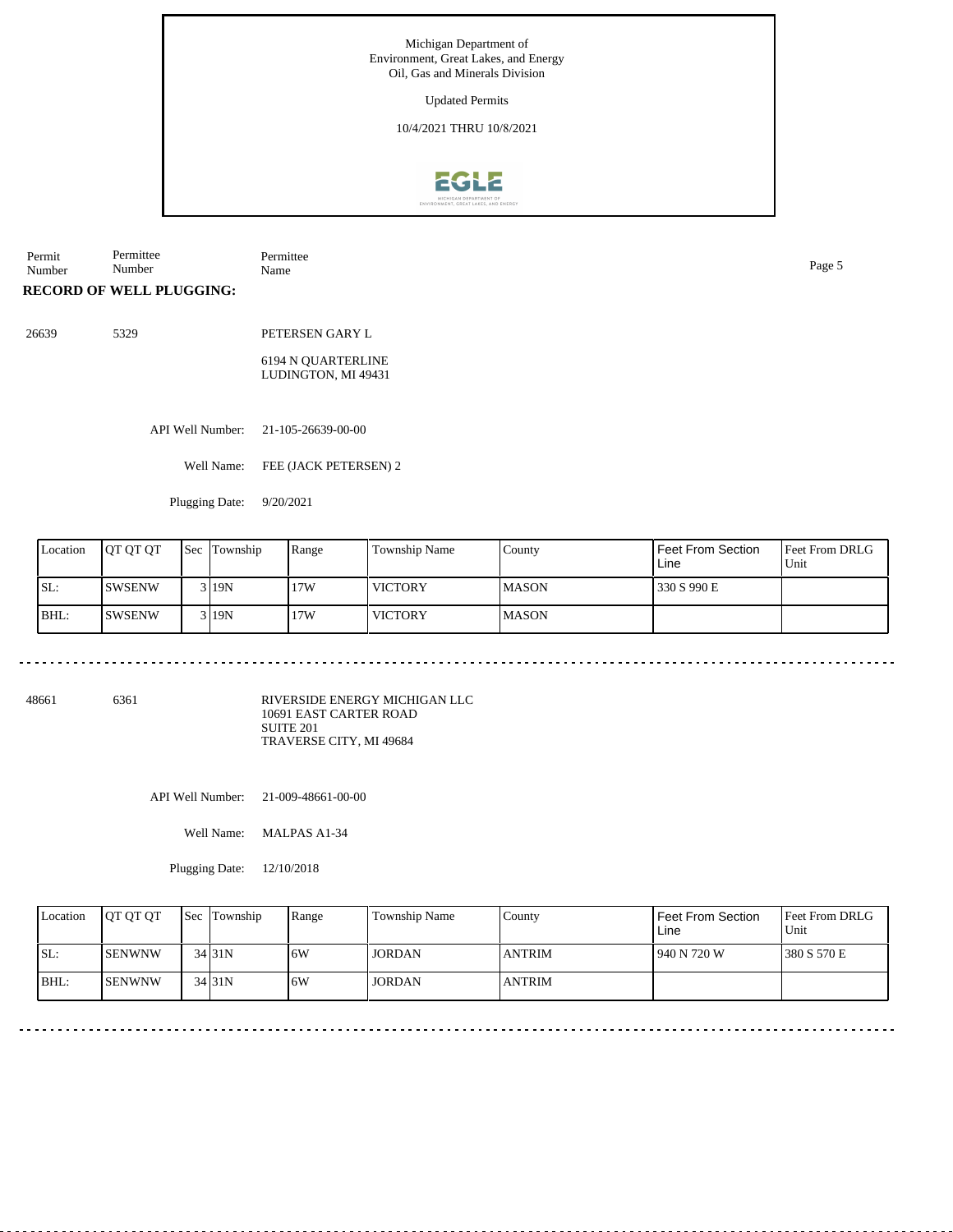Michigan Department of
Environment, Great Lakes, and Energy
Oil, Gas and Minerals Division

Updated Permits

10/4/2021 THRU 10/8/2021

| Permit Number | Permittee Number | Permittee Name |
|---|---|---|

**RECORD OF WELL PLUGGING:**

26639 5329 PETERSEN GARY L

6194 N QUARTERLINE
LUDINGTON, MI 49431

API Well Number: 21-105-26639-00-00

Well Name: FEE (JACK PETERSEN) 2

Plugging Date: 9/20/2021

| Location | QT QT QT | Sec | Township | Range | Township Name | County | Feet From Section Line | Feet From DRLG Unit |
|---|---|---|---|---|---|---|---|---|
| SL: | SWSENW | 3 | 19N | 17W | VICTORY | MASON | 330 S 990 E | |
| BHL: | SWSENW | 3 | 19N | 17W | VICTORY | MASON | | |

---

48661 6361 RIVERSIDE ENERGY MICHIGAN LLC

10691 EAST CARTER ROAD
SUITE 201
TRAVERSE CITY, MI 49684

API Well Number: 21-009-48661-00-00

Well Name: MALPAS A1-34

Plugging Date: 12/10/2018

| Location | QT QT QT | Sec | Township | Range | Township Name | County | Feet From Section Line | Feet From DRLG Unit |
|---|---|---|---|---|---|---|---|---|
| SL: | SENWNW | 34 | 31N | 6W | JORDAN | ANTRIM | 940 N 720 W | 380 S 570 E |
| BHL: | SENWNW | 34 | 31N | 6W | JORDAN | ANTRIM | | |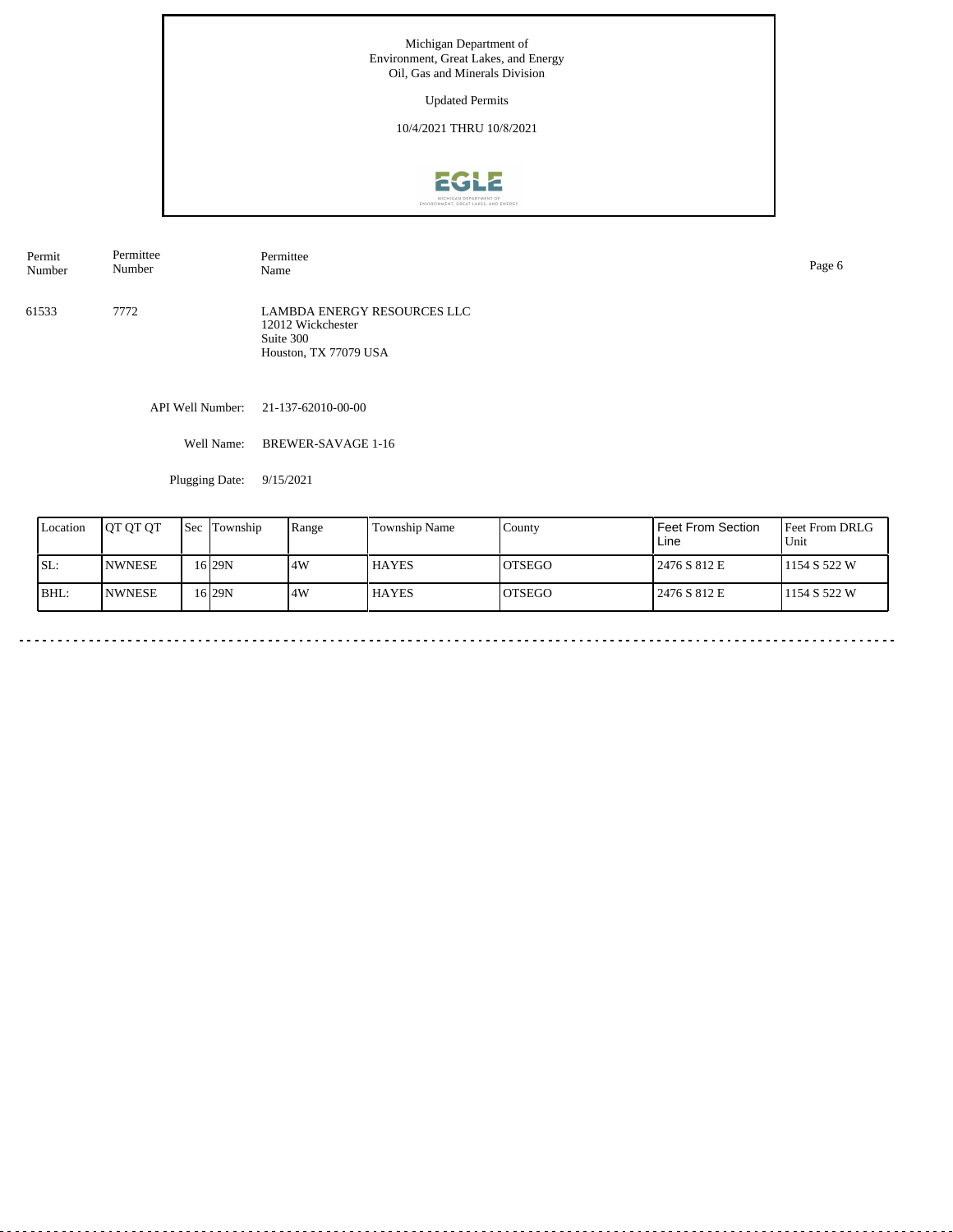Michigan Department of
Environment, Great Lakes, and Energy
Oil, Gas and Minerals Division

Updated Permits

10/4/2021 THRU 10/8/2021

| Permit Number | Permittee Number | Permittee Name |
|---|---|---|
| 61533 | 7772 | LAMBDA ENERGY RESOURCES LLC<br>12012 Wickchester<br>Suite 300<br>Houston, TX 77079 USA |

API Well Number: 21-137-62010-00-00

Well Name: BREWER-SAVAGE 1-16

Plugging Date: 9/15/2021

| Location | QT QT QT | Sec | Township | Range | Township Name | County | Feet From Section Line | Feet From DRLG Unit |
|---|---|---|---|---|---|---|---|---|
| SL: | NWNESE | 16 | 29N | 4W | HAYES | OTSEGO | 2476 S 812 E | 1154 S 522 W |
| BHL: | NWNESE | 16 | 29N | 4W | HAYES | OTSEGO | 2476 S 812 E | 1154 S 522 W |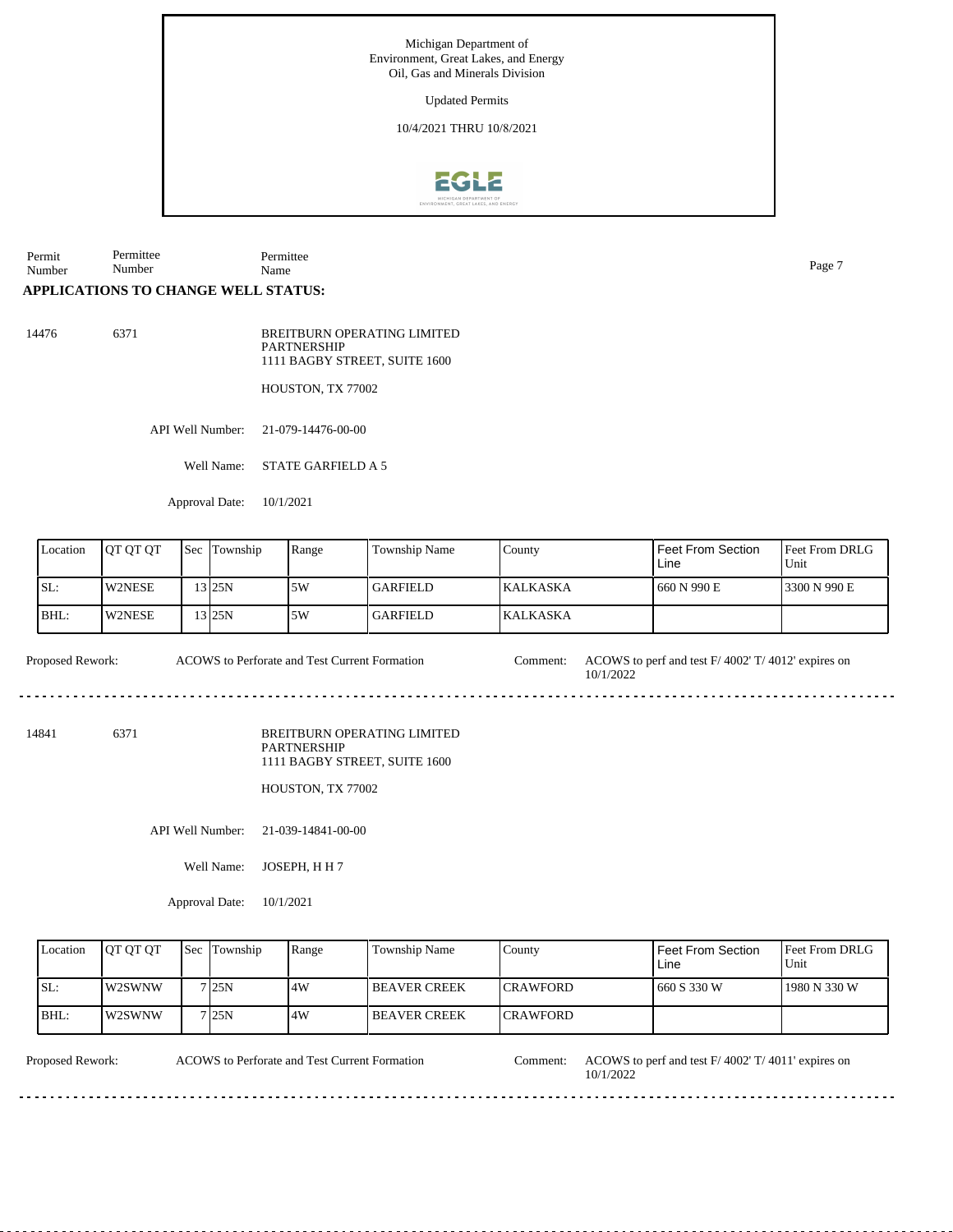Michigan Department of
Environment, Great Lakes, and Energy
Oil, Gas and Minerals Division

Updated Permits

10/4/2021 THRU 10/8/2021

| Permit Number | Permittee Number | Permittee Name |
|---|---|---|

**APPLICATIONS TO CHANGE WELL STATUS:**

14476 6371 BREITBURN OPERATING LIMITED PARTNERSHIP
1111 BAGBY STREET, SUITE 1600

HOUSTON, TX 77002

API Well Number: 21-079-14476-00-00

Well Name: STATE GARFIELD A 5

Approval Date: 10/1/2021

| Location | QT QT QT | Sec | Township | Range | Township Name | County | Feet From Section Line | Feet From DRLG Unit |
|---|---|---|---|---|---|---|---|---|
| SL: | W2NESE | 13 | 25N | 5W | GARFIELD | KALKASKA | 660 N 990 E | 3300 N 990 E |
| BHL: | W2NESE | 13 | 25N | 5W | GARFIELD | KALKASKA | | |

Proposed Rework: ACOWS to Perforate and Test Current Formation

Comment: ACOWS to perf and test F/ 4002' T/ 4012' expires on 10/1/2022

---

14841 6371 BREITBURN OPERATING LIMITED PARTNERSHIP
1111 BAGBY STREET, SUITE 1600

HOUSTON, TX 77002

API Well Number: 21-039-14841-00-00

Well Name: JOSEPH, H H 7

Approval Date: 10/1/2021

| Location | QT QT QT | Sec | Township | Range | Township Name | County | Feet From Section Line | Feet From DRLG Unit |
|---|---|---|---|---|---|---|---|---|
| SL: | W2SWNW | 7 | 25N | 4W | BEAVER CREEK | CRAWFORD | 660 S 330 W | 1980 N 330 W |
| BHL: | W2SWNW | 7 | 25N | 4W | BEAVER CREEK | CRAWFORD | | |

Proposed Rework: ACOWS to Perforate and Test Current Formation

Comment: ACOWS to perf and test F/ 4002' T/ 4011' expires on 10/1/2022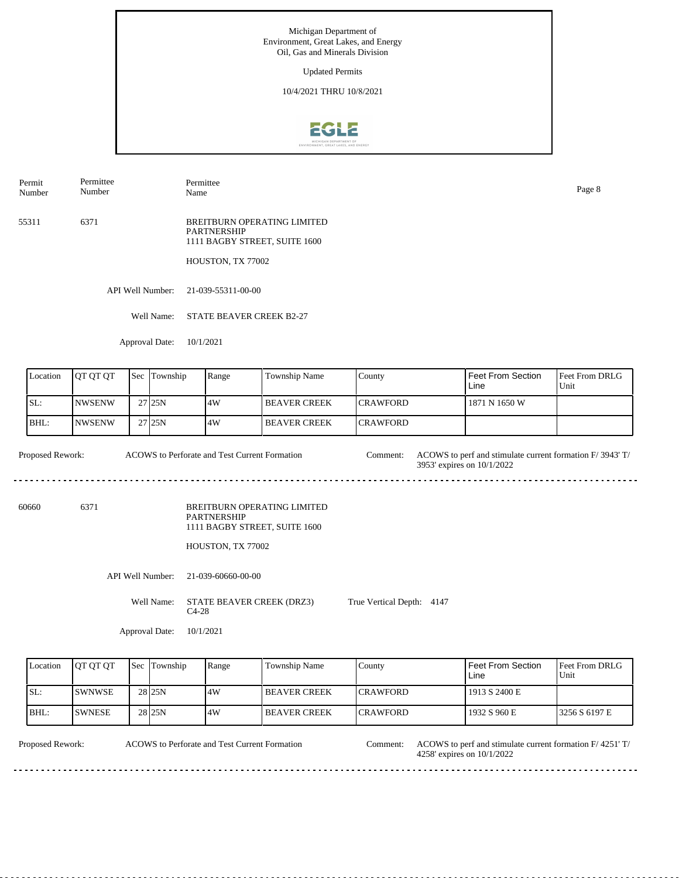Michigan Department of
Environment, Great Lakes, and Energy
Oil, Gas and Minerals Division

Updated Permits

10/4/2021 THRU 10/8/2021

| Permit Number | Permittee Number | Permittee Name |
|---|---|---|
| 55311 | 6371 | BREITBURN OPERATING LIMITED PARTNERSHIP<br>1111 BAGBY STREET, SUITE 1600<br>HOUSTON, TX 77002 |

API Well Number: 21-039-55311-00-00

Well Name: STATE BEAVER CREEK B2-27

Approval Date: 10/1/2021

| Location | QT QT QT | Sec | Township | Range | Township Name | County | Feet From Section Line | Feet From DRLG Unit |
|---|---|---|---|---|---|---|---|---|
| SL: | NWSENW | 27 | 25N | 4W | BEAVER CREEK | CRAWFORD | 1871 N 1650 W | |
| BHL: | NWSENW | 27 | 25N | 4W | BEAVER CREEK | CRAWFORD | | |

Proposed Rework: ACOWS to Perforate and Test Current Formation

Comment: ACOWS to perf and stimulate current formation F/ 3943' T/ 3953' expires on 10/1/2022

---

| Permit Number | Permittee Number | Permittee Name |
|---|---|---|
| 60660 | 6371 | BREITBURN OPERATING LIMITED PARTNERSHIP<br>1111 BAGBY STREET, SUITE 1600<br>HOUSTON, TX 77002 |

API Well Number: 21-039-60660-00-00

Well Name: STATE BEAVER CREEK (DRZ3) C4-28

True Vertical Depth: 4147

Approval Date: 10/1/2021

| Location | QT QT QT | Sec | Township | Range | Township Name | County | Feet From Section Line | Feet From DRLG Unit |
|---|---|---|---|---|---|---|---|---|
| SL: | SWNWSE | 28 | 25N | 4W | BEAVER CREEK | CRAWFORD | 1913 S 2400 E | |
| BHL: | SWNESE | 28 | 25N | 4W | BEAVER CREEK | CRAWFORD | 1932 S 960 E | 3256 S 6197 E |

Proposed Rework: ACOWS to Perforate and Test Current Formation

Comment: ACOWS to perf and stimulate current formation F/ 4251' T/ 4258' expires on 10/1/2022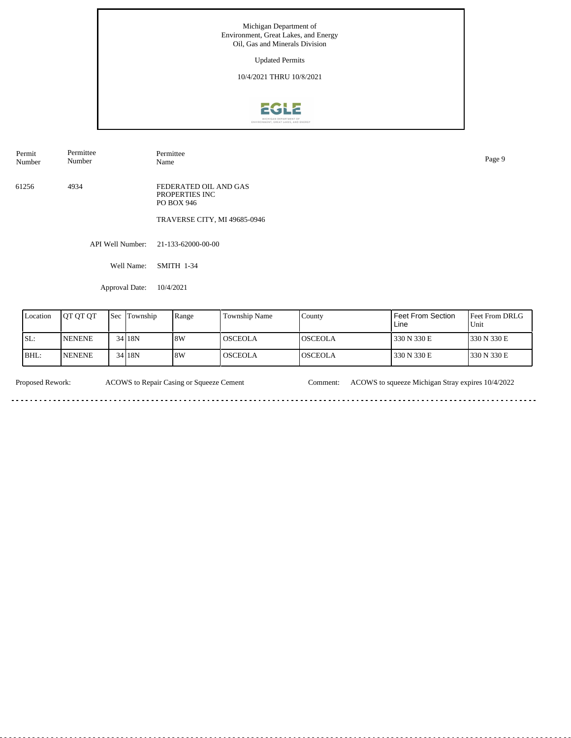Michigan Department of
Environment, Great Lakes, and Energy
Oil, Gas and Minerals Division

Updated Permits

10/4/2021 THRU 10/8/2021

| Permit Number | Permittee Number | Permittee Name |
|---|---|---|
| 61256 | 4934 | FEDERATED OIL AND GAS PROPERTIES INC<br>PO BOX 946<br><br>TRAVERSE CITY, MI 49685-0946 |

API Well Number: 21-133-62000-00-00

Well Name: SMITH 1-34

Approval Date: 10/4/2021

| Location | QT QT QT | Sec | Township | Range | Township Name | County | Feet From Section Line | Feet From DRLG Unit |
|---|---|---|---|---|---|---|---|---|
| SL: | NENENE | 34 | 18N | 8W | OSCEOLA | OSCEOLA | 330 N 330 E | 330 N 330 E |
| BHL: | NENENE | 34 | 18N | 8W | OSCEOLA | OSCEOLA | 330 N 330 E | 330 N 330 E |

Proposed Rework: ACOWS to Repair Casing or Squeeze Cement

Comment: ACOWS to squeeze Michigan Stray expires 10/4/2022